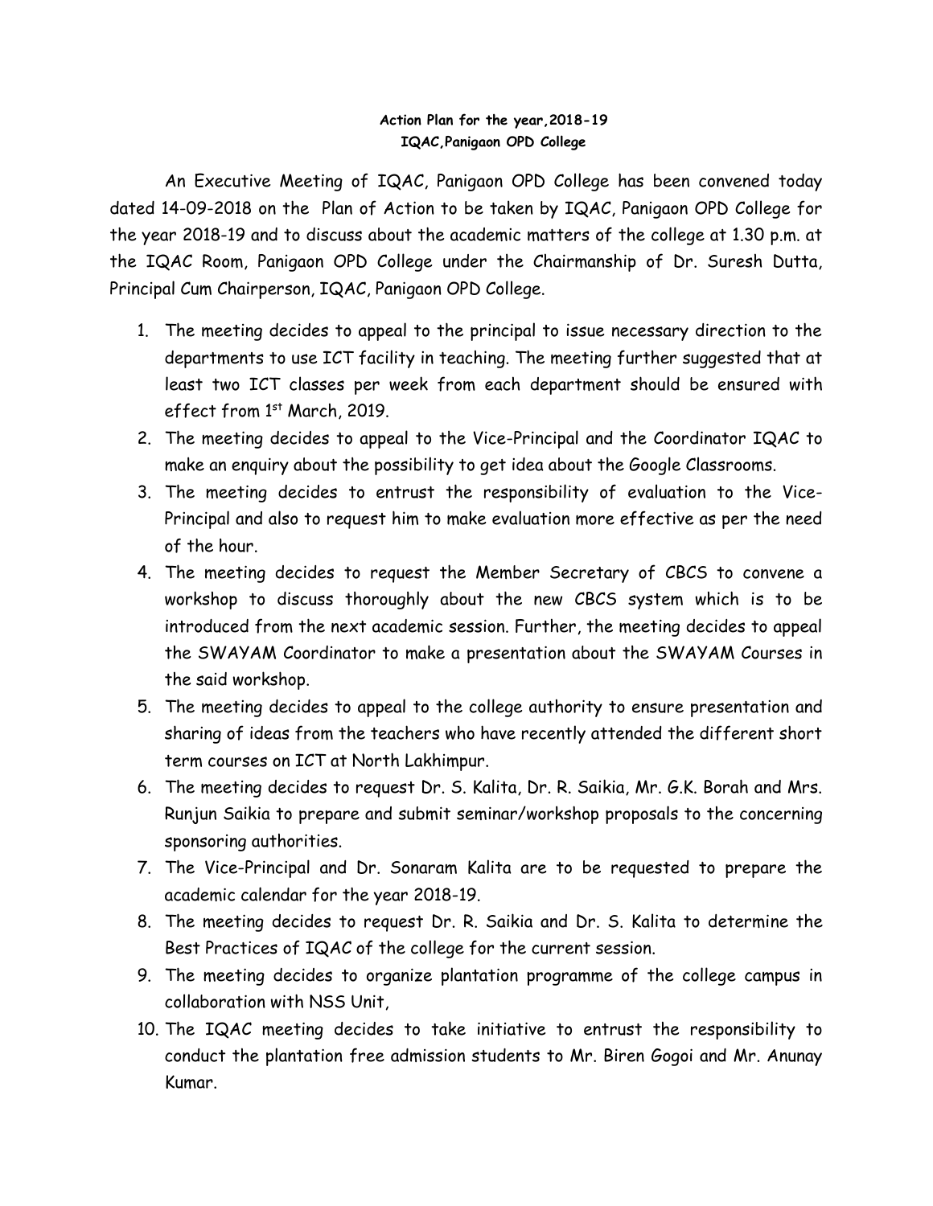**Action Plan for the year,2018-19**
**IQAC,Panigaon OPD College**

An Executive Meeting of IQAC, Panigaon OPD College has been convened today dated 14-09-2018 on the Plan of Action to be taken by IQAC, Panigaon OPD College for the year 2018-19 and to discuss about the academic matters of the college at 1.30 p.m. at the IQAC Room, Panigaon OPD College under the Chairmanship of Dr. Suresh Dutta, Principal Cum Chairperson, IQAC, Panigaon OPD College.

1. The meeting decides to appeal to the principal to issue necessary direction to the departments to use ICT facility in teaching. The meeting further suggested that at least two ICT classes per week from each department should be ensured with effect from 1st March, 2019.
2. The meeting decides to appeal to the Vice-Principal and the Coordinator IQAC to make an enquiry about the possibility to get idea about the Google Classrooms.
3. The meeting decides to entrust the responsibility of evaluation to the Vice-Principal and also to request him to make evaluation more effective as per the need of the hour.
4. The meeting decides to request the Member Secretary of CBCS to convene a workshop to discuss thoroughly about the new CBCS system which is to be introduced from the next academic session. Further, the meeting decides to appeal the SWAYAM Coordinator to make a presentation about the SWAYAM Courses in the said workshop.
5. The meeting decides to appeal to the college authority to ensure presentation and sharing of ideas from the teachers who have recently attended the different short term courses on ICT at North Lakhimpur.
6. The meeting decides to request Dr. S. Kalita, Dr. R. Saikia, Mr. G.K. Borah and Mrs. Runjun Saikia to prepare and submit seminar/workshop proposals to the concerning sponsoring authorities.
7. The Vice-Principal and Dr. Sonaram Kalita are to be requested to prepare the academic calendar for the year 2018-19.
8. The meeting decides to request Dr. R. Saikia and Dr. S. Kalita to determine the Best Practices of IQAC of the college for the current session.
9. The meeting decides to organize plantation programme of the college campus in collaboration with NSS Unit,
10. The IQAC meeting decides to take initiative to entrust the responsibility to conduct the plantation free admission students to Mr. Biren Gogoi and Mr. Anunay Kumar.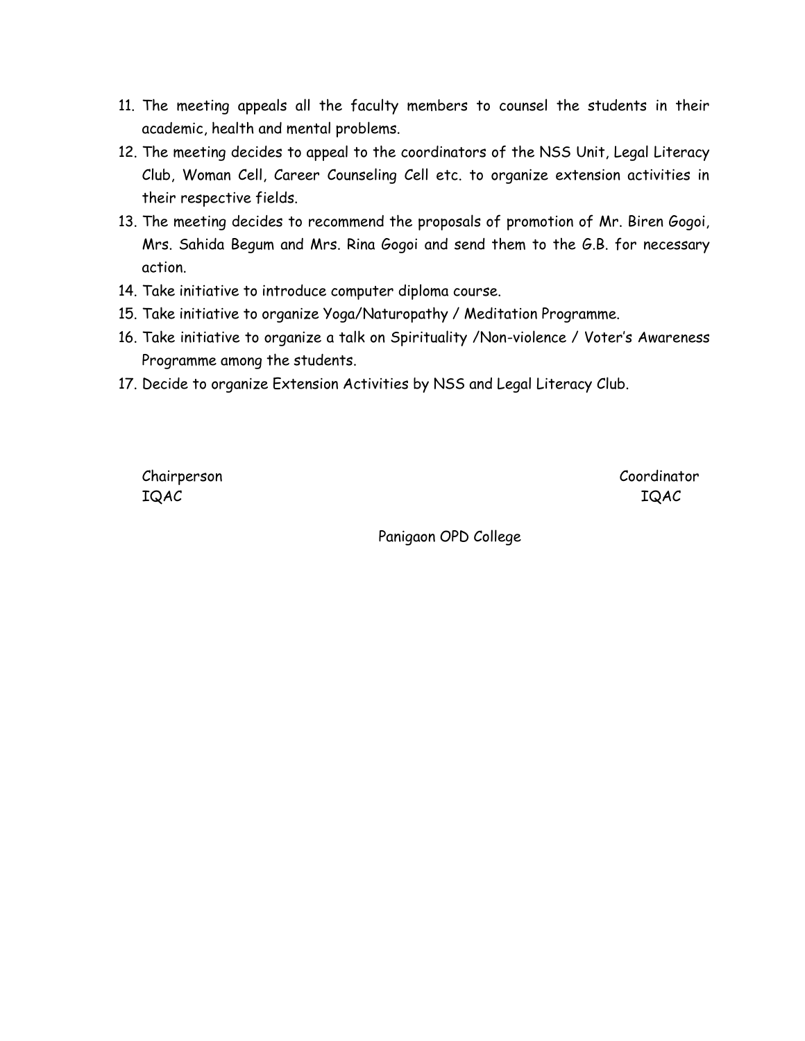11. The meeting appeals all the faculty members to counsel the students in their academic, health and mental problems.
12. The meeting decides to appeal to the coordinators of the NSS Unit, Legal Literacy Club, Woman Cell, Career Counseling Cell etc. to organize extension activities in their respective fields.
13. The meeting decides to recommend the proposals of promotion of Mr. Biren Gogoi, Mrs. Sahida Begum and Mrs. Rina Gogoi and send them to the G.B. for necessary action.
14. Take initiative to introduce computer diploma course.
15. Take initiative to organize Yoga/Naturopathy / Meditation Programme.
16. Take initiative to organize a talk on Spirituality /Non-violence / Voter's Awareness Programme among the students.
17. Decide to organize Extension Activities by NSS and Legal Literacy Club.

Chairperson
IQAC

Coordinator
IQAC

Panigaon OPD College